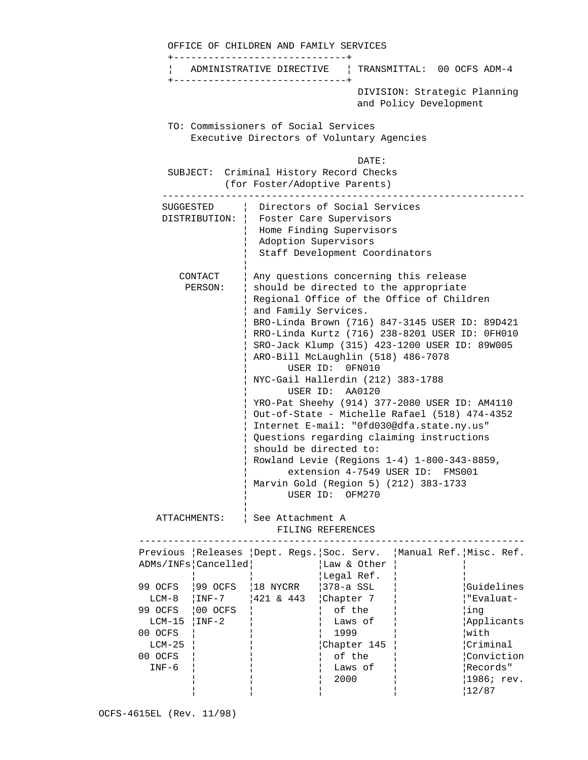OFFICE OF CHILDREN AND FAMILY SERVICES

| ADMINISTRATIVE DIRECTIVE | TRANSMITTAL: 00 OCFS ADM-4 |
|---|---|

DIVISION: Strategic Planning and Policy Development

TO: Commissioners of Social Services
Executive Directors of Voluntary Agencies

DATE:

SUBJECT: Criminal History Record Checks (for Foster/Adoptive Parents)

---

**SUGGESTED DISTRIBUTION:**
Directors of Social Services
Foster Care Supervisors
Home Finding Supervisors
Adoption Supervisors
Staff Development Coordinators

**CONTACT PERSON:**
Any questions concerning this release should be directed to the appropriate Regional Office of the Office of Children and Family Services.
BRO-Linda Brown (716) 847-3145 USER ID: 89D421
RRO-Linda Kurtz (716) 238-8201 USER ID: 0FH010
SRO-Jack Klump (315) 423-1200 USER ID: 89W005
ARO-Bill McLaughlin (518) 486-7078 USER ID: 0FN010
NYC-Gail Hallerdin (212) 383-1788 USER ID: AA0120
YRO-Pat Sheehy (914) 377-2080 USER ID: AM4110
Out-of-State - Michelle Rafael (518) 474-4352
Internet E-mail: "0fd030@dfa.state.ny.us"
Questions regarding claiming instructions should be directed to:
Rowland Levie (Regions 1-4) 1-800-343-8859, extension 4-7549 USER ID: FMS001
Marvin Gold (Region 5) (212) 383-1733 USER ID: OFM270

**ATTACHMENTS:** See Attachment A

FILING REFERENCES

| Previous ADMs/INFs | Releases Cancelled | Dept. Regs. | Soc. Serv. Law & Other Legal Ref. | Manual Ref. | Misc. Ref. |
|---|---|---|---|---|---|
| 99 OCFS LCM-8<br>99 OCFS LCM-15<br>00 OCFS LCM-25<br>00 OCFS INF-6 | 99 OCFS INF-7<br>00 OCFS INF-2 | 18 NYCRR 421 & 443 | 378-a SSL<br>Chapter 7 of the Laws of 1999<br>Chapter 145 of the Laws of 2000 | | Guidelines "Evaluating Applicants with Criminal Conviction Records" 1986; rev. 12/87 |

OCFS-4615EL (Rev. 11/98)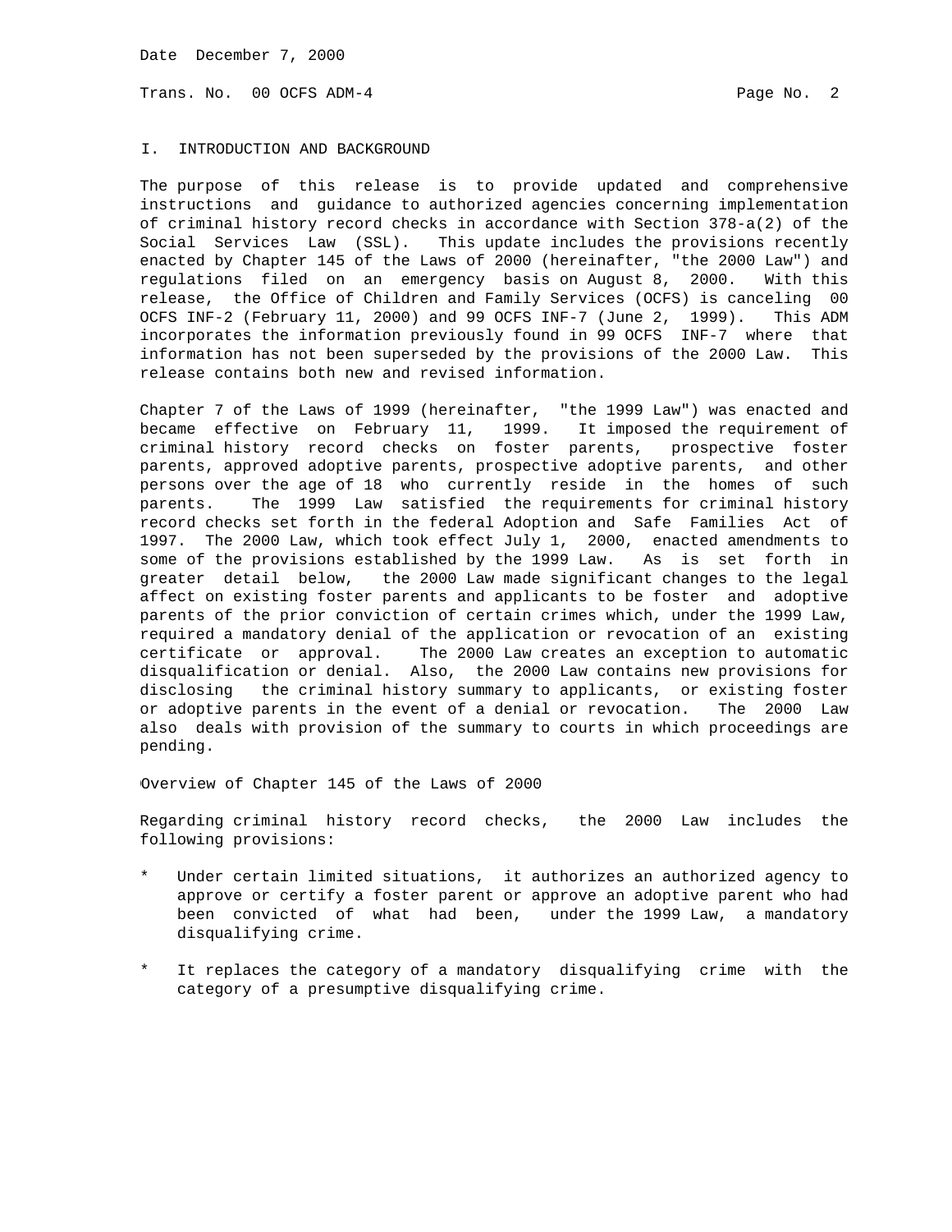## I. INTRODUCTION AND BACKGROUND

The purpose of this release is to provide updated and comprehensive instructions and guidance to authorized agencies concerning implementation of criminal history record checks in accordance with Section 378-a(2) of the Social Services Law (SSL). This update includes the provisions recently enacted by Chapter 145 of the Laws of 2000 (hereinafter, "the 2000 Law") and regulations filed on an emergency basis on August 8, 2000. With this release, the Office of Children and Family Services (OCFS) is canceling 00 OCFS INF-2 (February 11, 2000) and 99 OCFS INF-7 (June 2, 1999). This ADM incorporates the information previously found in 99 OCFS INF-7 where that information has not been superseded by the provisions of the 2000 Law. This release contains both new and revised information.

Chapter 7 of the Laws of 1999 (hereinafter, "the 1999 Law") was enacted and became effective on February 11, 1999. It imposed the requirement of criminal history record checks on foster parents, prospective foster parents, approved adoptive parents, prospective adoptive parents, and other persons over the age of 18 who currently reside in the homes of such parents. The 1999 Law satisfied the requirements for criminal history record checks set forth in the federal Adoption and Safe Families Act of 1997. The 2000 Law, which took effect July 1, 2000, enacted amendments to some of the provisions established by the 1999 Law. As is set forth in greater detail below, the 2000 Law made significant changes to the legal affect on existing foster parents and applicants to be foster and adoptive parents of the prior conviction of certain crimes which, under the 1999 Law, required a mandatory denial of the application or revocation of an existing certificate or approval. The 2000 Law creates an exception to automatic disqualification or denial. Also, the 2000 Law contains new provisions for disclosing the criminal history summary to applicants, or existing foster or adoptive parents in the event of a denial or revocation. The 2000 Law also deals with provision of the summary to courts in which proceedings are pending.

### Overview of Chapter 145 of the Laws of 2000

Regarding criminal history record checks, the 2000 Law includes the following provisions:

* Under certain limited situations, it authorizes an authorized agency to approve or certify a foster parent or approve an adoptive parent who had been convicted of what had been, under the 1999 Law, a mandatory disqualifying crime.

* It replaces the category of a mandatory disqualifying crime with the category of a presumptive disqualifying crime.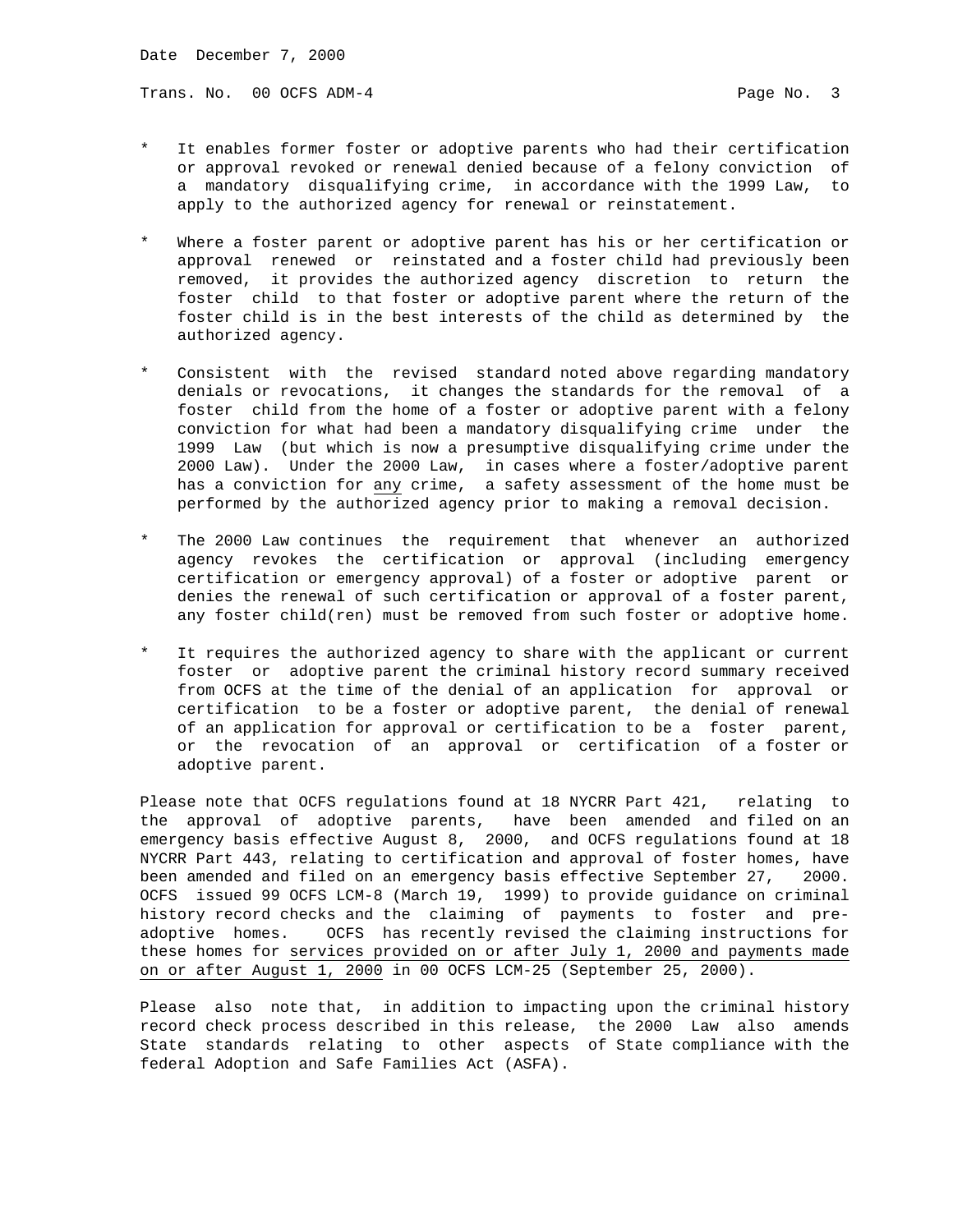* It enables former foster or adoptive parents who had their certification or approval revoked or renewal denied because of a felony conviction of a mandatory disqualifying crime, in accordance with the 1999 Law, to apply to the authorized agency for renewal or reinstatement.

* Where a foster parent or adoptive parent has his or her certification or approval renewed or reinstated and a foster child had previously been removed, it provides the authorized agency discretion to return the foster child to that foster or adoptive parent where the return of the foster child is in the best interests of the child as determined by the authorized agency.

* Consistent with the revised standard noted above regarding mandatory denials or revocations, it changes the standards for the removal of a foster child from the home of a foster or adoptive parent with a felony conviction for what had been a mandatory disqualifying crime under the 1999 Law (but which is now a presumptive disqualifying crime under the 2000 Law). Under the 2000 Law, in cases where a foster/adoptive parent has a conviction for <u>any</u> crime, a safety assessment of the home must be performed by the authorized agency prior to making a removal decision.

* The 2000 Law continues the requirement that whenever an authorized agency revokes the certification or approval (including emergency certification or emergency approval) of a foster or adoptive parent or denies the renewal of such certification or approval of a foster parent, any foster child(ren) must be removed from such foster or adoptive home.

* It requires the authorized agency to share with the applicant or current foster or adoptive parent the criminal history record summary received from OCFS at the time of the denial of an application for approval or certification to be a foster or adoptive parent, the denial of renewal of an application for approval or certification to be a foster parent, or the revocation of an approval or certification of a foster or adoptive parent.

Please note that OCFS regulations found at 18 NYCRR Part 421, relating to the approval of adoptive parents, have been amended and filed on an emergency basis effective August 8, 2000, and OCFS regulations found at 18 NYCRR Part 443, relating to certification and approval of foster homes, have been amended and filed on an emergency basis effective September 27, 2000. OCFS issued 99 OCFS LCM-8 (March 19, 1999) to provide guidance on criminal history record checks and the claiming of payments to foster and pre-adoptive homes. OCFS has recently revised the claiming instructions for these homes for <u>services provided on or after July 1, 2000 and payments made on or after August 1, 2000</u> in 00 OCFS LCM-25 (September 25, 2000).

Please also note that, in addition to impacting upon the criminal history record check process described in this release, the 2000 Law also amends State standards relating to other aspects of State compliance with the federal Adoption and Safe Families Act (ASFA).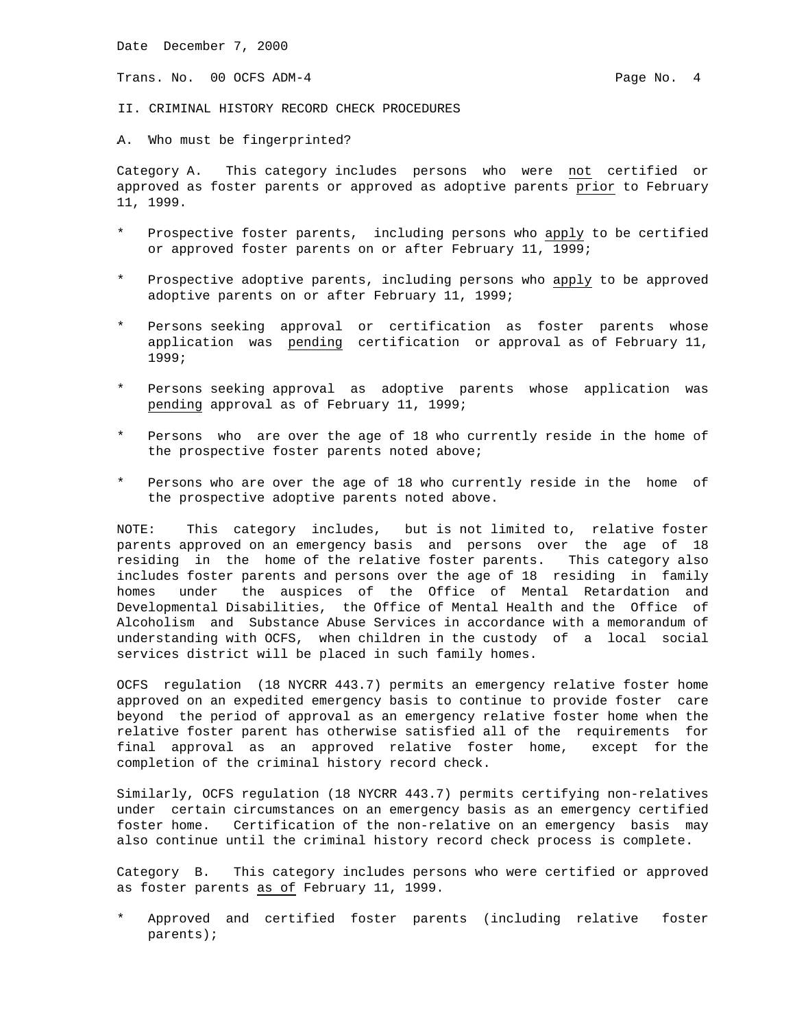II. CRIMINAL HISTORY RECORD CHECK PROCEDURES

A. Who must be fingerprinted?

Category A. This category includes persons who were not certified or approved as foster parents or approved as adoptive parents prior to February 11, 1999.

* Prospective foster parents, including persons who apply to be certified or approved foster parents on or after February 11, 1999;
* Prospective adoptive parents, including persons who apply to be approved adoptive parents on or after February 11, 1999;
* Persons seeking approval or certification as foster parents whose application was pending certification or approval as of February 11, 1999;
* Persons seeking approval as adoptive parents whose application was pending approval as of February 11, 1999;
* Persons who are over the age of 18 who currently reside in the home of the prospective foster parents noted above;
* Persons who are over the age of 18 who currently reside in the home of the prospective adoptive parents noted above.

NOTE: This category includes, but is not limited to, relative foster parents approved on an emergency basis and persons over the age of 18 residing in the home of the relative foster parents. This category also includes foster parents and persons over the age of 18 residing in family homes under the auspices of the Office of Mental Retardation and Developmental Disabilities, the Office of Mental Health and the Office of Alcoholism and Substance Abuse Services in accordance with a memorandum of understanding with OCFS, when children in the custody of a local social services district will be placed in such family homes.

OCFS regulation (18 NYCRR 443.7) permits an emergency relative foster home approved on an expedited emergency basis to continue to provide foster care beyond the period of approval as an emergency relative foster home when the relative foster parent has otherwise satisfied all of the requirements for final approval as an approved relative foster home, except for the completion of the criminal history record check.

Similarly, OCFS regulation (18 NYCRR 443.7) permits certifying non-relatives under certain circumstances on an emergency basis as an emergency certified foster home. Certification of the non-relative on an emergency basis may also continue until the criminal history record check process is complete.

Category B. This category includes persons who were certified or approved as foster parents as of February 11, 1999.

* Approved and certified foster parents (including relative foster parents);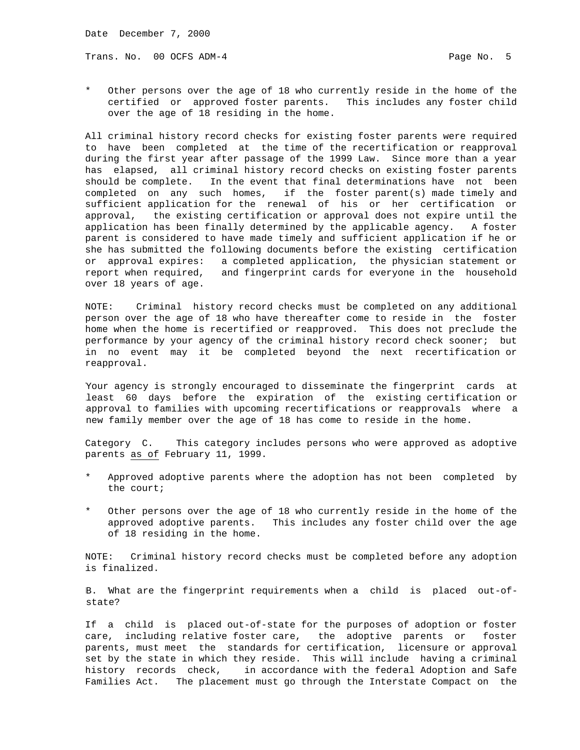* Other persons over the age of 18 who currently reside in the home of the certified or approved foster parents. This includes any foster child over the age of 18 residing in the home.

All criminal history record checks for existing foster parents were required to have been completed at the time of the recertification or reapproval during the first year after passage of the 1999 Law. Since more than a year has elapsed, all criminal history record checks on existing foster parents should be complete. In the event that final determinations have not been completed on any such homes, if the foster parent(s) made timely and sufficient application for the renewal of his or her certification or approval, the existing certification or approval does not expire until the application has been finally determined by the applicable agency. A foster parent is considered to have made timely and sufficient application if he or she has submitted the following documents before the existing certification or approval expires: a completed application, the physician statement or report when required, and fingerprint cards for everyone in the household over 18 years of age.

NOTE: Criminal history record checks must be completed on any additional person over the age of 18 who have thereafter come to reside in the foster home when the home is recertified or reapproved. This does not preclude the performance by your agency of the criminal history record check sooner; but in no event may it be completed beyond the next recertification or reapproval.

Your agency is strongly encouraged to disseminate the fingerprint cards at least 60 days before the expiration of the existing certification or approval to families with upcoming recertifications or reapprovals where a new family member over the age of 18 has come to reside in the home.

Category C. This category includes persons who were approved as adoptive parents <u>as of</u> February 11, 1999.

* Approved adoptive parents where the adoption has not been completed by the court;

* Other persons over the age of 18 who currently reside in the home of the approved adoptive parents. This includes any foster child over the age of 18 residing in the home.

NOTE: Criminal history record checks must be completed before any adoption is finalized.

B. What are the fingerprint requirements when a child is placed out-of-state?

If a child is placed out-of-state for the purposes of adoption or foster care, including relative foster care, the adoptive parents or foster parents, must meet the standards for certification, licensure or approval set by the state in which they reside. This will include having a criminal history records check, in accordance with the federal Adoption and Safe Families Act. The placement must go through the Interstate Compact on the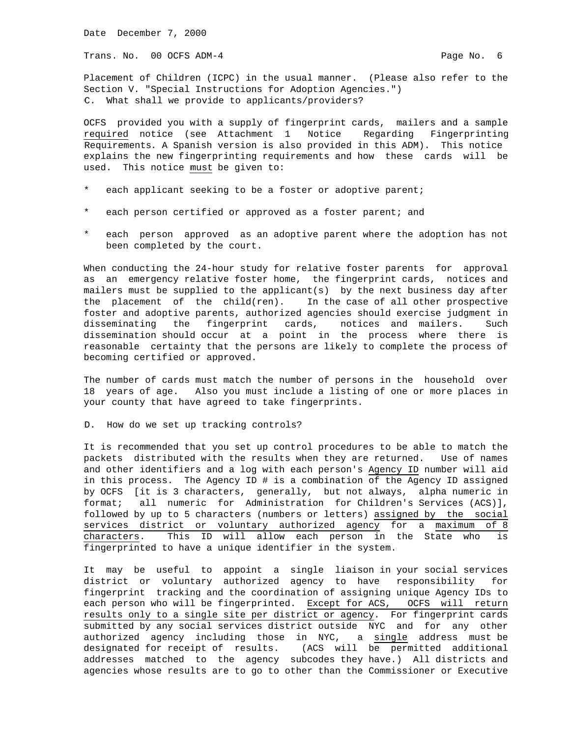Placement of Children (ICPC) in the usual manner. (Please also refer to the Section V. "Special Instructions for Adoption Agencies.")

C. What shall we provide to applicants/providers?

OCFS provided you with a supply of fingerprint cards, mailers and a sample required notice (see Attachment 1 Notice Regarding Fingerprinting Requirements. A Spanish version is also provided in this ADM). This notice explains the new fingerprinting requirements and how these cards will be used. This notice must be given to:

* each applicant seeking to be a foster or adoptive parent;
* each person certified or approved as a foster parent; and
* each person approved as an adoptive parent where the adoption has not been completed by the court.

When conducting the 24-hour study for relative foster parents for approval as an emergency relative foster home, the fingerprint cards, notices and mailers must be supplied to the applicant(s) by the next business day after the placement of the child(ren). In the case of all other prospective foster and adoptive parents, authorized agencies should exercise judgment in disseminating the fingerprint cards, notices and mailers. Such dissemination should occur at a point in the process where there is reasonable certainty that the persons are likely to complete the process of becoming certified or approved.

The number of cards must match the number of persons in the household over 18 years of age. Also you must include a listing of one or more places in your county that have agreed to take fingerprints.

D. How do we set up tracking controls?

It is recommended that you set up control procedures to be able to match the packets distributed with the results when they are returned. Use of names and other identifiers and a log with each person's Agency ID number will aid in this process. The Agency ID # is a combination of the Agency ID assigned by OCFS [it is 3 characters, generally, but not always, alpha numeric in format; all numeric for Administration for Children's Services (ACS)], followed by up to 5 characters (numbers or letters) assigned by the social services district or voluntary authorized agency for a maximum of 8 characters. This ID will allow each person in the State who is fingerprinted to have a unique identifier in the system.

It may be useful to appoint a single liaison in your social services district or voluntary authorized agency to have responsibility for fingerprint tracking and the coordination of assigning unique Agency IDs to each person who will be fingerprinted. Except for ACS, OCFS will return results only to a single site per district or agency. For fingerprint cards submitted by any social services district outside NYC and for any other authorized agency including those in NYC, a single address must be designated for receipt of results. (ACS will be permitted additional addresses matched to the agency subcodes they have.) All districts and agencies whose results are to go to other than the Commissioner or Executive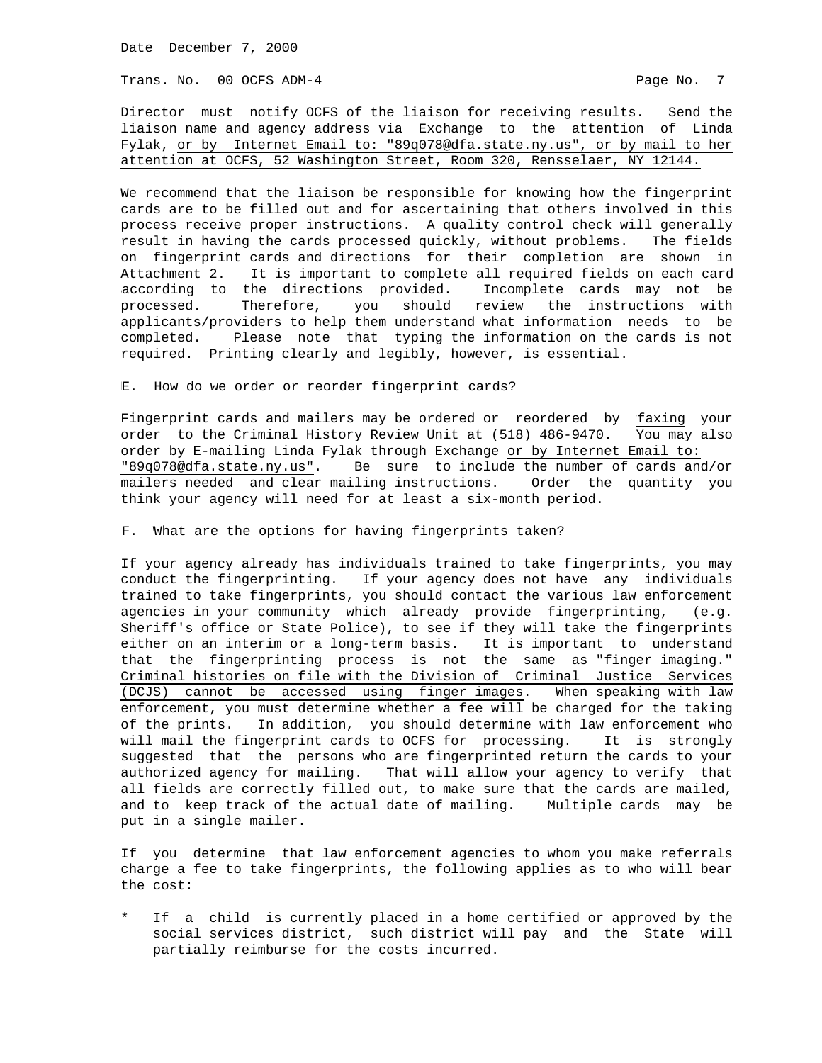Director must notify OCFS of the liaison for receiving results. Send the liaison name and agency address via Exchange to the attention of Linda Fylak, or by Internet Email to: "89q078@dfa.state.ny.us", or by mail to her attention at OCFS, 52 Washington Street, Room 320, Rensselaer, NY 12144.

We recommend that the liaison be responsible for knowing how the fingerprint cards are to be filled out and for ascertaining that others involved in this process receive proper instructions. A quality control check will generally result in having the cards processed quickly, without problems. The fields on fingerprint cards and directions for their completion are shown in Attachment 2. It is important to complete all required fields on each card according to the directions provided. Incomplete cards may not be processed. Therefore, you should review the instructions with applicants/providers to help them understand what information needs to be completed. Please note that typing the information on the cards is not required. Printing clearly and legibly, however, is essential.

E. How do we order or reorder fingerprint cards?

Fingerprint cards and mailers may be ordered or reordered by faxing your order to the Criminal History Review Unit at (518) 486-9470. You may also order by E-mailing Linda Fylak through Exchange or by Internet Email to: "89q078@dfa.state.ny.us". Be sure to include the number of cards and/or mailers needed and clear mailing instructions. Order the quantity you think your agency will need for at least a six-month period.

F. What are the options for having fingerprints taken?

If your agency already has individuals trained to take fingerprints, you may conduct the fingerprinting. If your agency does not have any individuals trained to take fingerprints, you should contact the various law enforcement agencies in your community which already provide fingerprinting, (e.g. Sheriff's office or State Police), to see if they will take the fingerprints either on an interim or a long-term basis. It is important to understand that the fingerprinting process is not the same as "finger imaging." Criminal histories on file with the Division of Criminal Justice Services (DCJS) cannot be accessed using finger images. When speaking with law enforcement, you must determine whether a fee will be charged for the taking of the prints. In addition, you should determine with law enforcement who will mail the fingerprint cards to OCFS for processing. It is strongly suggested that the persons who are fingerprinted return the cards to your authorized agency for mailing. That will allow your agency to verify that all fields are correctly filled out, to make sure that the cards are mailed, and to keep track of the actual date of mailing. Multiple cards may be put in a single mailer.

If you determine that law enforcement agencies to whom you make referrals charge a fee to take fingerprints, the following applies as to who will bear the cost:

* If a child is currently placed in a home certified or approved by the social services district, such district will pay and the State will partially reimburse for the costs incurred.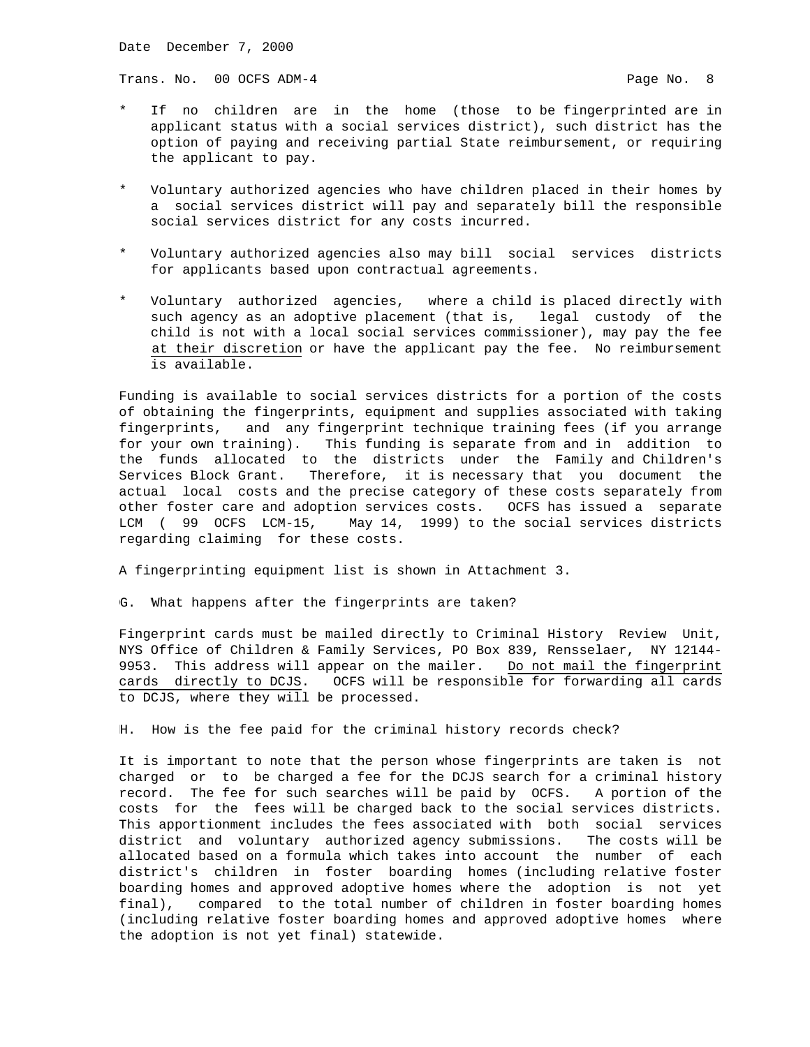- If no children are in the home (those to be fingerprinted are in applicant status with a social services district), such district has the option of paying and receiving partial State reimbursement, or requiring the applicant to pay.

- Voluntary authorized agencies who have children placed in their homes by a social services district will pay and separately bill the responsible social services district for any costs incurred.

- Voluntary authorized agencies also may bill social services districts for applicants based upon contractual agreements.

- Voluntary authorized agencies, where a child is placed directly with such agency as an adoptive placement (that is, legal custody of the child is not with a local social services commissioner), may pay the fee <u>at their discretion</u> or have the applicant pay the fee. No reimbursement is available.

Funding is available to social services districts for a portion of the costs of obtaining the fingerprints, equipment and supplies associated with taking fingerprints, and any fingerprint technique training fees (if you arrange for your own training). This funding is separate from and in addition to the funds allocated to the districts under the Family and Children's Services Block Grant. Therefore, it is necessary that you document the actual local costs and the precise category of these costs separately from other foster care and adoption services costs. OCFS has issued a separate LCM ( 99 OCFS LCM-15, May 14, 1999) to the social services districts regarding claiming for these costs.

A fingerprinting equipment list is shown in Attachment 3.

G. What happens after the fingerprints are taken?

Fingerprint cards must be mailed directly to Criminal History Review Unit, NYS Office of Children & Family Services, PO Box 839, Rensselaer, NY 12144-9953. This address will appear on the mailer. <u>Do not mail the fingerprint cards directly to DCJS</u>. OCFS will be responsible for forwarding all cards to DCJS, where they will be processed.

H. How is the fee paid for the criminal history records check?

It is important to note that the person whose fingerprints are taken is not charged or to be charged a fee for the DCJS search for a criminal history record. The fee for such searches will be paid by OCFS. A portion of the costs for the fees will be charged back to the social services districts. This apportionment includes the fees associated with both social services district and voluntary authorized agency submissions. The costs will be allocated based on a formula which takes into account the number of each district's children in foster boarding homes (including relative foster boarding homes and approved adoptive homes where the adoption is not yet final), compared to the total number of children in foster boarding homes (including relative foster boarding homes and approved adoptive homes where the adoption is not yet final) statewide.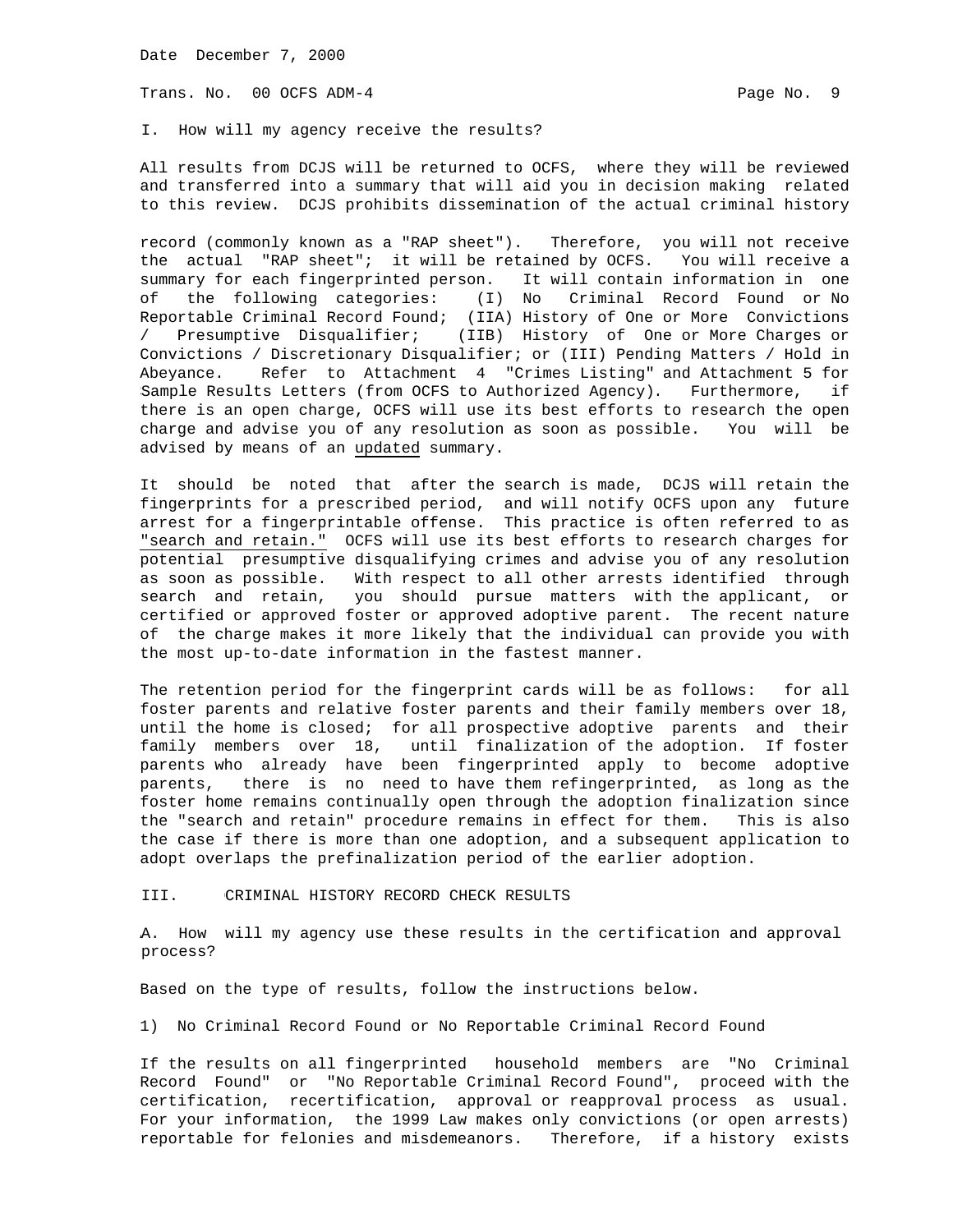I. How will my agency receive the results?

All results from DCJS will be returned to OCFS, where they will be reviewed and transferred into a summary that will aid you in decision making related to this review. DCJS prohibits dissemination of the actual criminal history record (commonly known as a "RAP sheet"). Therefore, you will not receive the actual "RAP sheet"; it will be retained by OCFS. You will receive a summary for each fingerprinted person. It will contain information in one of the following categories: (I) No Criminal Record Found or No Reportable Criminal Record Found; (IIA) History of One or More Convictions / Presumptive Disqualifier; (IIB) History of One or More Charges or Convictions / Discretionary Disqualifier; or (III) Pending Matters / Hold in Abeyance. Refer to Attachment 4 "Crimes Listing" and Attachment 5 for Sample Results Letters (from OCFS to Authorized Agency). Furthermore, if there is an open charge, OCFS will use its best efforts to research the open charge and advise you of any resolution as soon as possible. You will be advised by means of an <u>updated</u> summary.

It should be noted that after the search is made, DCJS will retain the fingerprints for a prescribed period, and will notify OCFS upon any future arrest for a fingerprintable offense. This practice is often referred to as <u>"search and retain."</u> OCFS will use its best efforts to research charges for potential presumptive disqualifying crimes and advise you of any resolution as soon as possible. With respect to all other arrests identified through search and retain, you should pursue matters with the applicant, or certified or approved foster or approved adoptive parent. The recent nature of the charge makes it more likely that the individual can provide you with the most up-to-date information in the fastest manner.

The retention period for the fingerprint cards will be as follows: for all foster parents and relative foster parents and their family members over 18, until the home is closed; for all prospective adoptive parents and their family members over 18, until finalization of the adoption. If foster parents who already have been fingerprinted apply to become adoptive parents, there is no need to have them refingerprinted, as long as the foster home remains continually open through the adoption finalization since the "search and retain" procedure remains in effect for them. This is also the case if there is more than one adoption, and a subsequent application to adopt overlaps the prefinalization period of the earlier adoption.

## III. CRIMINAL HISTORY RECORD CHECK RESULTS

A. How will my agency use these results in the certification and approval process?

Based on the type of results, follow the instructions below.

1) No Criminal Record Found or No Reportable Criminal Record Found

If the results on all fingerprinted household members are "No Criminal Record Found" or "No Reportable Criminal Record Found", proceed with the certification, recertification, approval or reapproval process as usual. For your information, the 1999 Law makes only convictions (or open arrests) reportable for felonies and misdemeanors. Therefore, if a history exists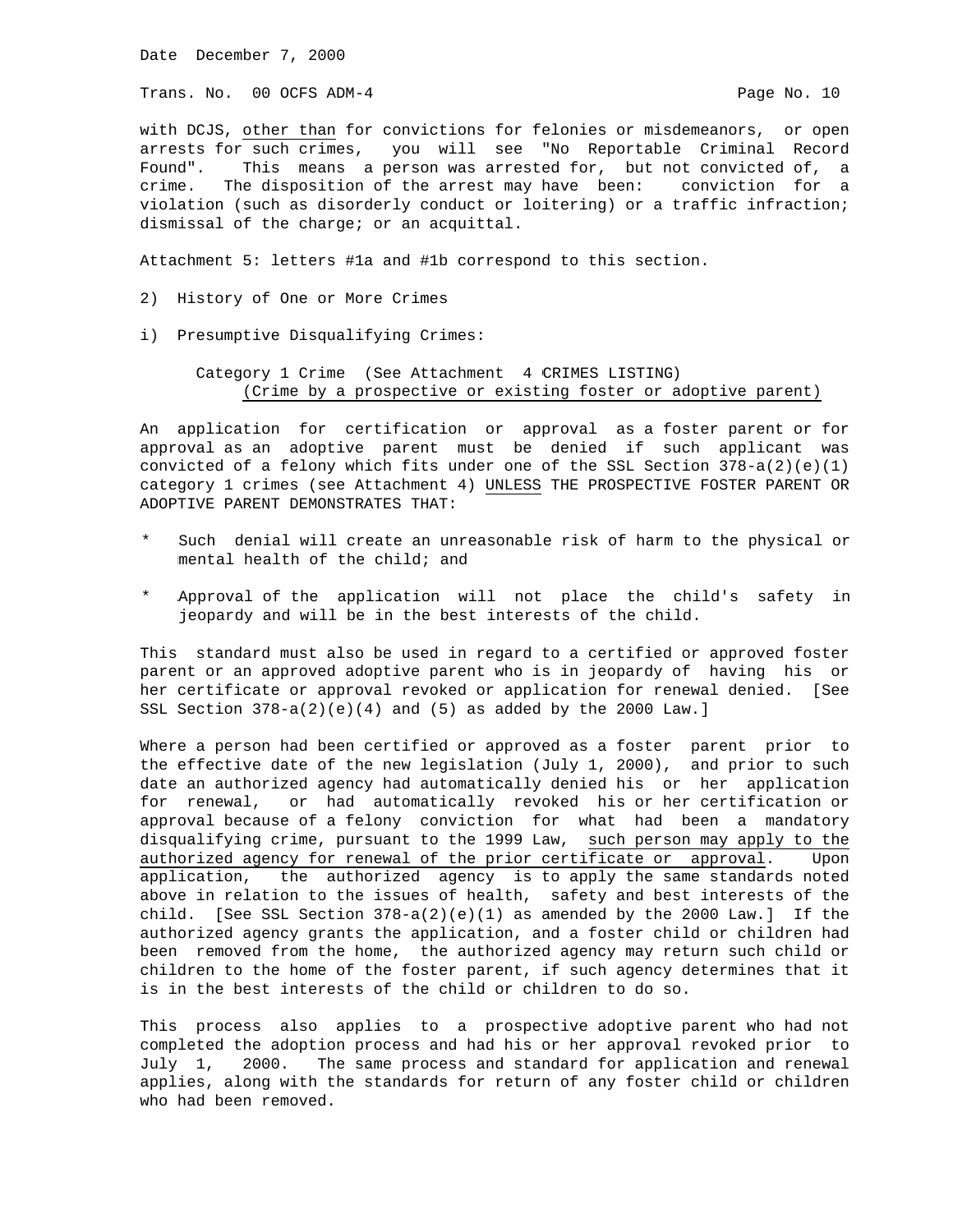with DCJS, other than for convictions for felonies or misdemeanors, or open arrests for such crimes, you will see "No Reportable Criminal Record Found". This means a person was arrested for, but not convicted of, a crime. The disposition of the arrest may have been: conviction for a violation (such as disorderly conduct or loitering) or a traffic infraction; dismissal of the charge; or an acquittal.

Attachment 5: letters #1a and #1b correspond to this section.

2) History of One or More Crimes

i) Presumptive Disqualifying Crimes:

Category 1 Crime (See Attachment 4 CRIMES LISTING)
(Crime by a prospective or existing foster or adoptive parent)

An application for certification or approval as a foster parent or for approval as an adoptive parent must be denied if such applicant was convicted of a felony which fits under one of the SSL Section 378-a(2)(e)(1) category 1 crimes (see Attachment 4) UNLESS THE PROSPECTIVE FOSTER PARENT OR ADOPTIVE PARENT DEMONSTRATES THAT:

* Such denial will create an unreasonable risk of harm to the physical or mental health of the child; and

* Approval of the application will not place the child's safety in jeopardy and will be in the best interests of the child.

This standard must also be used in regard to a certified or approved foster parent or an approved adoptive parent who is in jeopardy of having his or her certificate or approval revoked or application for renewal denied. [See SSL Section 378-a(2)(e)(4) and (5) as added by the 2000 Law.]

Where a person had been certified or approved as a foster parent prior to the effective date of the new legislation (July 1, 2000), and prior to such date an authorized agency had automatically denied his or her application for renewal, or had automatically revoked his or her certification or approval because of a felony conviction for what had been a mandatory disqualifying crime, pursuant to the 1999 Law, such person may apply to the authorized agency for renewal of the prior certificate or approval. Upon application, the authorized agency is to apply the same standards noted above in relation to the issues of health, safety and best interests of the child. [See SSL Section 378-a(2)(e)(1) as amended by the 2000 Law.] If the authorized agency grants the application, and a foster child or children had been removed from the home, the authorized agency may return such child or children to the home of the foster parent, if such agency determines that it is in the best interests of the child or children to do so.

This process also applies to a prospective adoptive parent who had not completed the adoption process and had his or her approval revoked prior to July 1, 2000. The same process and standard for application and renewal applies, along with the standards for return of any foster child or children who had been removed.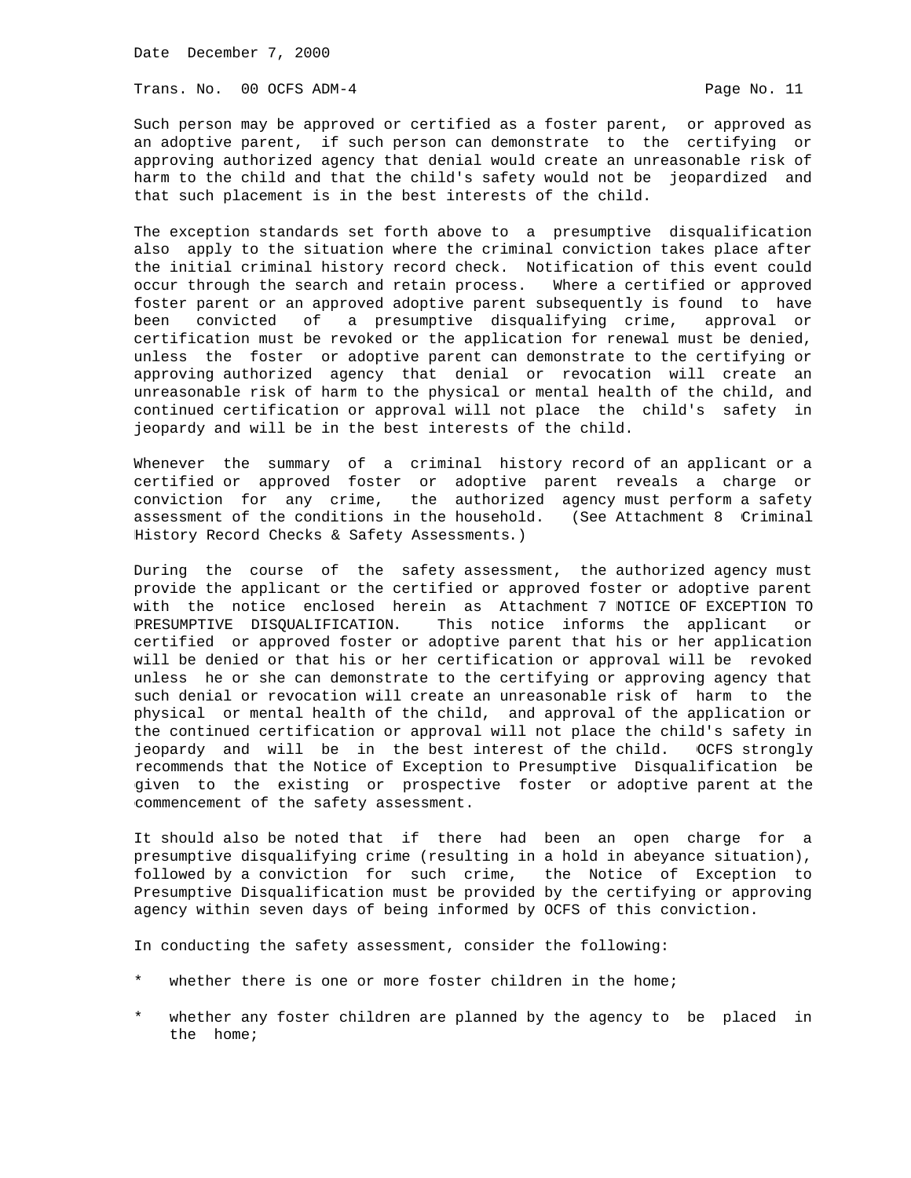Such person may be approved or certified as a foster parent, or approved as an adoptive parent, if such person can demonstrate to the certifying or approving authorized agency that denial would create an unreasonable risk of harm to the child and that the child's safety would not be jeopardized and that such placement is in the best interests of the child.

The exception standards set forth above to a presumptive disqualification also apply to the situation where the criminal conviction takes place after the initial criminal history record check. Notification of this event could occur through the search and retain process. Where a certified or approved foster parent or an approved adoptive parent subsequently is found to have been convicted of a presumptive disqualifying crime, approval or certification must be revoked or the application for renewal must be denied, unless the foster or adoptive parent can demonstrate to the certifying or approving authorized agency that denial or revocation will create an unreasonable risk of harm to the physical or mental health of the child, and continued certification or approval will not place the child's safety in jeopardy and will be in the best interests of the child.

Whenever the summary of a criminal history record of an applicant or a certified or approved foster or adoptive parent reveals a charge or conviction for any crime, the authorized agency must perform a safety assessment of the conditions in the household. (See Attachment 8 Criminal History Record Checks & Safety Assessments.)

During the course of the safety assessment, the authorized agency must provide the applicant or the certified or approved foster or adoptive parent with the notice enclosed herein as Attachment 7 NOTICE OF EXCEPTION TO PRESUMPTIVE DISQUALIFICATION. This notice informs the applicant or certified or approved foster or adoptive parent that his or her application will be denied or that his or her certification or approval will be revoked unless he or she can demonstrate to the certifying or approving agency that such denial or revocation will create an unreasonable risk of harm to the physical or mental health of the child, and approval of the application or the continued certification or approval will not place the child's safety in jeopardy and will be in the best interest of the child. OCFS strongly recommends that the Notice of Exception to Presumptive Disqualification be given to the existing or prospective foster or adoptive parent at the commencement of the safety assessment.

It should also be noted that if there had been an open charge for a presumptive disqualifying crime (resulting in a hold in abeyance situation), followed by a conviction for such crime, the Notice of Exception to Presumptive Disqualification must be provided by the certifying or approving agency within seven days of being informed by OCFS of this conviction.

In conducting the safety assessment, consider the following:

* whether there is one or more foster children in the home;

* whether any foster children are planned by the agency to be placed in the home;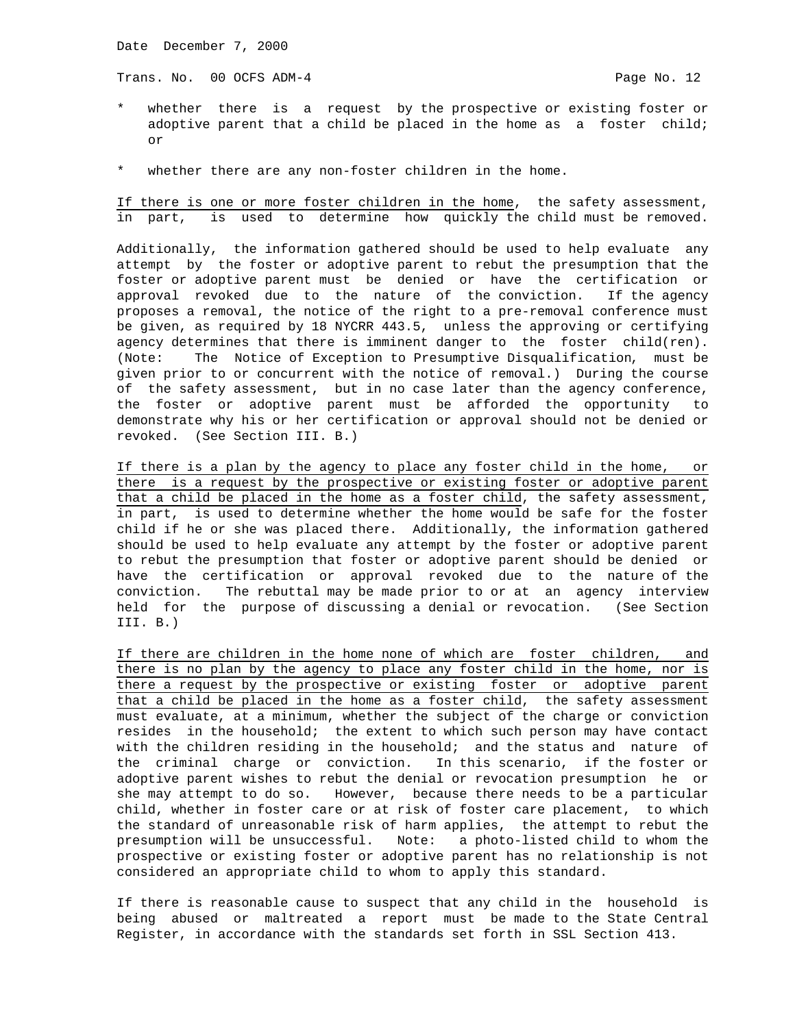* whether there is a request by the prospective or existing foster or adoptive parent that a child be placed in the home as a foster child; or

* whether there are any non-foster children in the home.

<u>If there is one or more foster children in the home</u>, the safety assessment, in part, is used to determine how quickly the child must be removed.

Additionally, the information gathered should be used to help evaluate any attempt by the foster or adoptive parent to rebut the presumption that the foster or adoptive parent must be denied or have the certification or approval revoked due to the nature of the conviction. If the agency proposes a removal, the notice of the right to a pre-removal conference must be given, as required by 18 NYCRR 443.5, unless the approving or certifying agency determines that there is imminent danger to the foster child(ren). (Note: The Notice of Exception to Presumptive Disqualification, must be given prior to or concurrent with the notice of removal.) During the course of the safety assessment, but in no case later than the agency conference, the foster or adoptive parent must be afforded the opportunity to demonstrate why his or her certification or approval should not be denied or revoked. (See Section III. B.)

<u>If there is a plan by the agency to place any foster child in the home, or there is a request by the prospective or existing foster or adoptive parent that a child be placed in the home as a foster child</u>, the safety assessment, in part, is used to determine whether the home would be safe for the foster child if he or she was placed there. Additionally, the information gathered should be used to help evaluate any attempt by the foster or adoptive parent to rebut the presumption that foster or adoptive parent should be denied or have the certification or approval revoked due to the nature of the conviction. The rebuttal may be made prior to or at an agency interview held for the purpose of discussing a denial or revocation. (See Section III. B.)

<u>If there are children in the home none of which are foster children, and there is no plan by the agency to place any foster child in the home, nor is there a request by the prospective or existing foster or adoptive parent that a child be placed in the home as a foster child</u>, the safety assessment must evaluate, at a minimum, whether the subject of the charge or conviction resides in the household; the extent to which such person may have contact with the children residing in the household; and the status and nature of the criminal charge or conviction. In this scenario, if the foster or adoptive parent wishes to rebut the denial or revocation presumption he or she may attempt to do so. However, because there needs to be a particular child, whether in foster care or at risk of foster care placement, to which the standard of unreasonable risk of harm applies, the attempt to rebut the presumption will be unsuccessful. Note: a photo-listed child to whom the prospective or existing foster or adoptive parent has no relationship is not considered an appropriate child to whom to apply this standard.

If there is reasonable cause to suspect that any child in the household is being abused or maltreated a report must be made to the State Central Register, in accordance with the standards set forth in SSL Section 413.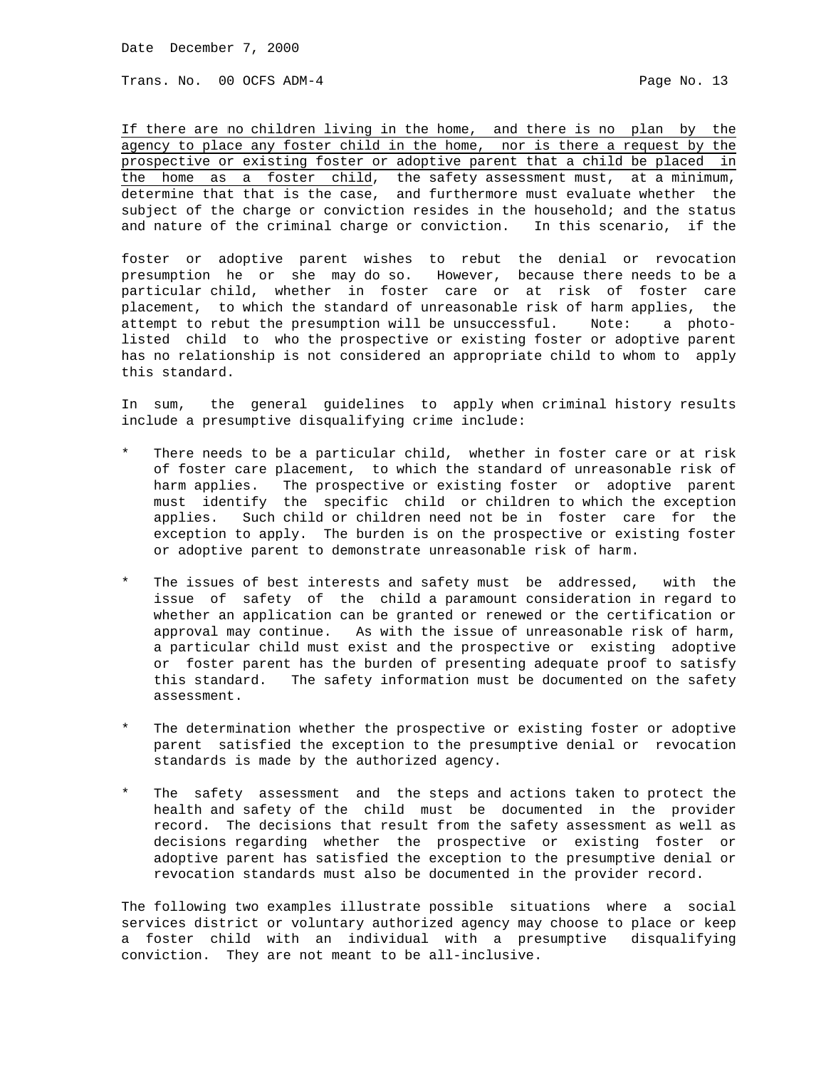<u>If there are no children living in the home, and there is no plan by the agency to place any foster child in the home, nor is there a request by the prospective or existing foster or adoptive parent that a child be placed in the home as a foster child</u>, the safety assessment must, at a minimum, determine that that is the case, and furthermore must evaluate whether the subject of the charge or conviction resides in the household; and the status and nature of the criminal charge or conviction. In this scenario, if the foster or adoptive parent wishes to rebut the denial or revocation presumption he or she may do so. However, because there needs to be a particular child, whether in foster care or at risk of foster care placement, to which the standard of unreasonable risk of harm applies, the attempt to rebut the presumption will be unsuccessful. Note: a photo-listed child to who the prospective or existing foster or adoptive parent has no relationship is not considered an appropriate child to whom to apply this standard.

In sum, the general guidelines to apply when criminal history results include a presumptive disqualifying crime include:

* There needs to be a particular child, whether in foster care or at risk of foster care placement, to which the standard of unreasonable risk of harm applies. The prospective or existing foster or adoptive parent must identify the specific child or children to which the exception applies. Such child or children need not be in foster care for the exception to apply. The burden is on the prospective or existing foster or adoptive parent to demonstrate unreasonable risk of harm.

* The issues of best interests and safety must be addressed, with the issue of safety of the child a paramount consideration in regard to whether an application can be granted or renewed or the certification or approval may continue. As with the issue of unreasonable risk of harm, a particular child must exist and the prospective or existing adoptive or foster parent has the burden of presenting adequate proof to satisfy this standard. The safety information must be documented on the safety assessment.

* The determination whether the prospective or existing foster or adoptive parent satisfied the exception to the presumptive denial or revocation standards is made by the authorized agency.

* The safety assessment and the steps and actions taken to protect the health and safety of the child must be documented in the provider record. The decisions that result from the safety assessment as well as decisions regarding whether the prospective or existing foster or adoptive parent has satisfied the exception to the presumptive denial or revocation standards must also be documented in the provider record.

The following two examples illustrate possible situations where a social services district or voluntary authorized agency may choose to place or keep a foster child with an individual with a presumptive disqualifying conviction. They are not meant to be all-inclusive.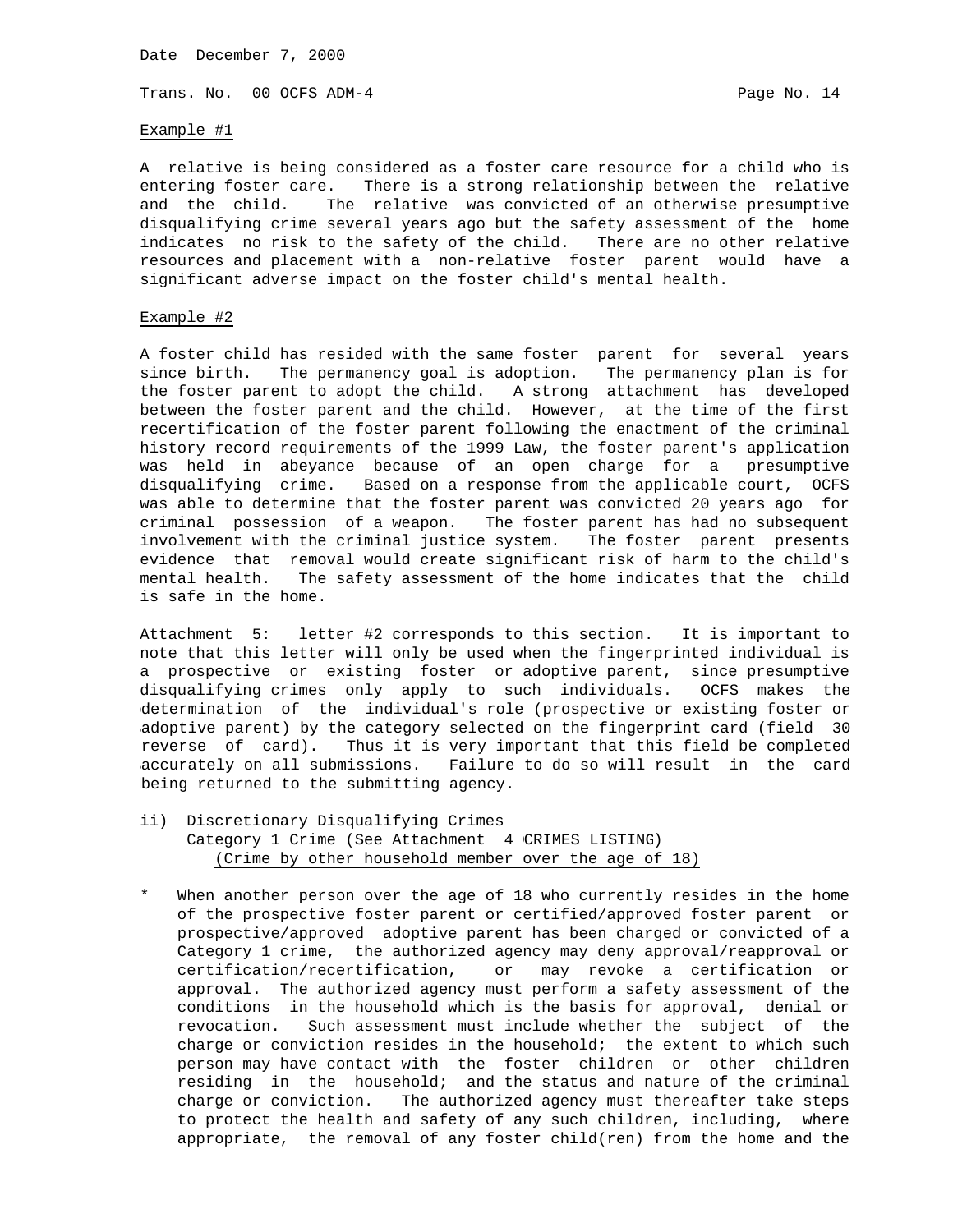Example #1

A relative is being considered as a foster care resource for a child who is entering foster care. There is a strong relationship between the relative and the child. The relative was convicted of an otherwise presumptive disqualifying crime several years ago but the safety assessment of the home indicates no risk to the safety of the child. There are no other relative resources and placement with a non-relative foster parent would have a significant adverse impact on the foster child's mental health.

Example #2

A foster child has resided with the same foster parent for several years since birth. The permanency goal is adoption. The permanency plan is for the foster parent to adopt the child. A strong attachment has developed between the foster parent and the child. However, at the time of the first recertification of the foster parent following the enactment of the criminal history record requirements of the 1999 Law, the foster parent's application was held in abeyance because of an open charge for a presumptive disqualifying crime. Based on a response from the applicable court, OCFS was able to determine that the foster parent was convicted 20 years ago for criminal possession of a weapon. The foster parent has had no subsequent involvement with the criminal justice system. The foster parent presents evidence that removal would create significant risk of harm to the child's mental health. The safety assessment of the home indicates that the child is safe in the home.

Attachment 5: letter #2 corresponds to this section. It is important to note that this letter will only be used when the fingerprinted individual is a prospective or existing foster or adoptive parent, since presumptive disqualifying crimes only apply to such individuals. OCFS makes the determination of the individual's role (prospective or existing foster or adoptive parent) by the category selected on the fingerprint card (field 30 reverse of card). Thus it is very important that this field be completed accurately on all submissions. Failure to do so will result in the card being returned to the submitting agency.

ii) Discretionary Disqualifying Crimes
Category 1 Crime (See Attachment 4 CRIMES LISTING)
(Crime by other household member over the age of 18)

* When another person over the age of 18 who currently resides in the home of the prospective foster parent or certified/approved foster parent or prospective/approved adoptive parent has been charged or convicted of a Category 1 crime, the authorized agency may deny approval/reapproval or certification/recertification, or may revoke a certification or approval. The authorized agency must perform a safety assessment of the conditions in the household which is the basis for approval, denial or revocation. Such assessment must include whether the subject of the charge or conviction resides in the household; the extent to which such person may have contact with the foster children or other children residing in the household; and the status and nature of the criminal charge or conviction. The authorized agency must thereafter take steps to protect the health and safety of any such children, including, where appropriate, the removal of any foster child(ren) from the home and the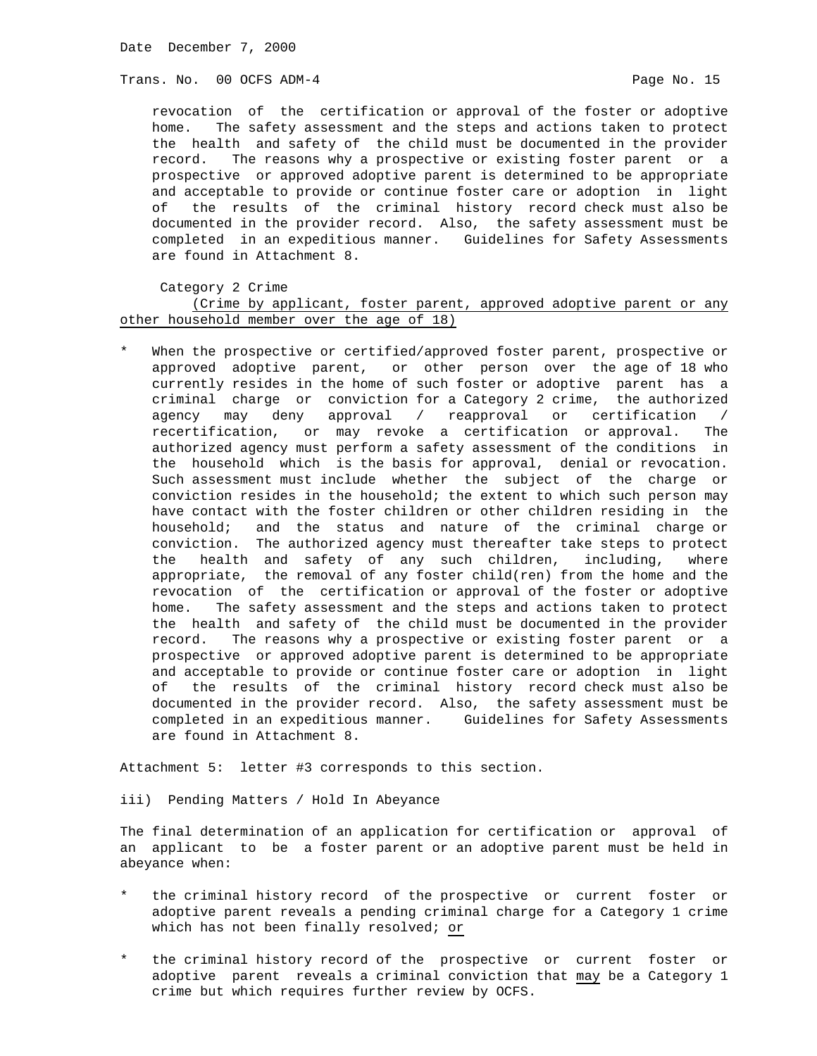revocation of the certification or approval of the foster or adoptive home. The safety assessment and the steps and actions taken to protect the health and safety of the child must be documented in the provider record. The reasons why a prospective or existing foster parent or a prospective or approved adoptive parent is determined to be appropriate and acceptable to provide or continue foster care or adoption in light of the results of the criminal history record check must also be documented in the provider record. Also, the safety assessment must be completed in an expeditious manner. Guidelines for Safety Assessments are found in Attachment 8.

Category 2 Crime

<u>(Crime by applicant, foster parent, approved adoptive parent or any other household member over the age of 18)</u>

* When the prospective or certified/approved foster parent, prospective or approved adoptive parent, or other person over the age of 18 who currently resides in the home of such foster or adoptive parent has a criminal charge or conviction for a Category 2 crime, the authorized agency may deny approval / reapproval or certification / recertification, or may revoke a certification or approval. The authorized agency must perform a safety assessment of the conditions in the household which is the basis for approval, denial or revocation. Such assessment must include whether the subject of the charge or conviction resides in the household; the extent to which such person may have contact with the foster children or other children residing in the household; and the status and nature of the criminal charge or conviction. The authorized agency must thereafter take steps to protect the health and safety of any such children, including, where appropriate, the removal of any foster child(ren) from the home and the revocation of the certification or approval of the foster or adoptive home. The safety assessment and the steps and actions taken to protect the health and safety of the child must be documented in the provider record. The reasons why a prospective or existing foster parent or a prospective or approved adoptive parent is determined to be appropriate and acceptable to provide or continue foster care or adoption in light of the results of the criminal history record check must also be documented in the provider record. Also, the safety assessment must be completed in an expeditious manner. Guidelines for Safety Assessments are found in Attachment 8.

Attachment 5: letter #3 corresponds to this section.

iii) Pending Matters / Hold In Abeyance

The final determination of an application for certification or approval of an applicant to be a foster parent or an adoptive parent must be held in abeyance when:

* the criminal history record of the prospective or current foster or adoptive parent reveals a pending criminal charge for a Category 1 crime which has not been finally resolved; <u>or</u>

* the criminal history record of the prospective or current foster or adoptive parent reveals a criminal conviction that <u>may</u> be a Category 1 crime but which requires further review by OCFS.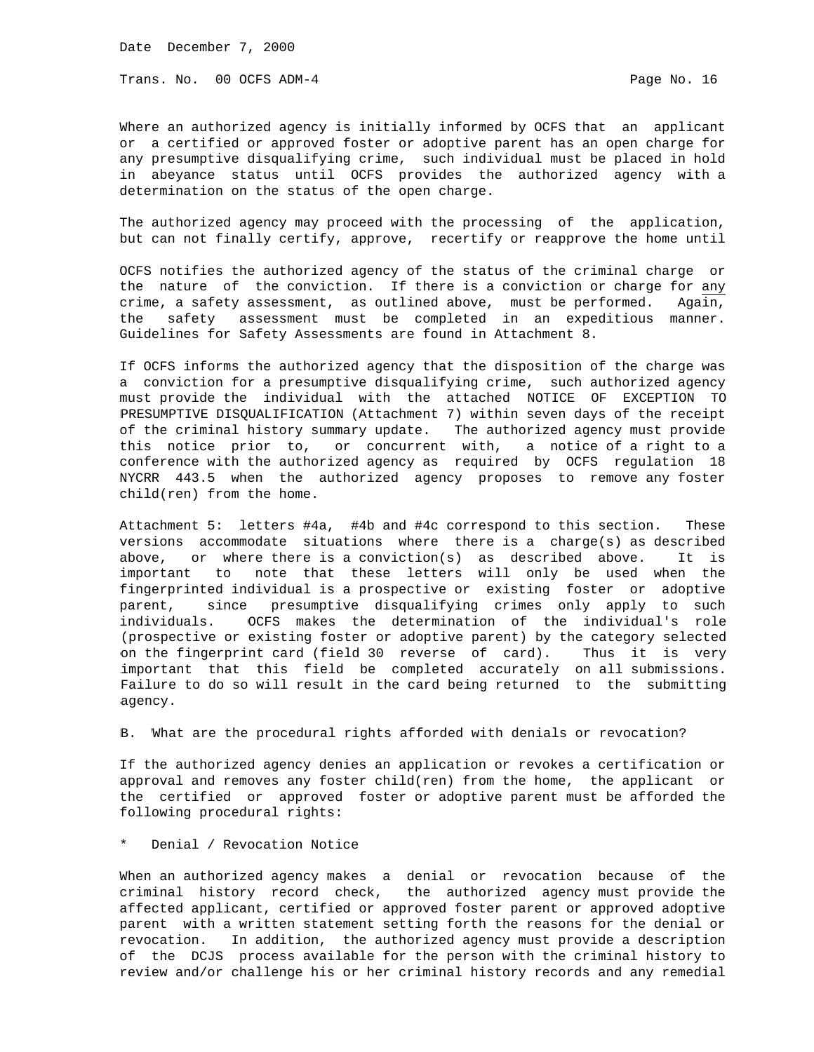Where an authorized agency is initially informed by OCFS that an applicant or a certified or approved foster or adoptive parent has an open charge for any presumptive disqualifying crime, such individual must be placed in hold in abeyance status until OCFS provides the authorized agency with a determination on the status of the open charge.

The authorized agency may proceed with the processing of the application, but can not finally certify, approve, recertify or reapprove the home until

OCFS notifies the authorized agency of the status of the criminal charge or the nature of the conviction. If there is a conviction or charge for <u>any</u> crime, a safety assessment, as outlined above, must be performed. Again, the safety assessment must be completed in an expeditious manner. Guidelines for Safety Assessments are found in Attachment 8.

If OCFS informs the authorized agency that the disposition of the charge was a conviction for a presumptive disqualifying crime, such authorized agency must provide the individual with the attached NOTICE OF EXCEPTION TO PRESUMPTIVE DISQUALIFICATION (Attachment 7) within seven days of the receipt of the criminal history summary update. The authorized agency must provide this notice prior to, or concurrent with, a notice of a right to a conference with the authorized agency as required by OCFS regulation 18 NYCRR 443.5 when the authorized agency proposes to remove any foster child(ren) from the home.

Attachment 5: letters #4a, #4b and #4c correspond to this section. These versions accommodate situations where there is a charge(s) as described above, or where there is a conviction(s) as described above. It is important to note that these letters will only be used when the fingerprinted individual is a prospective or existing foster or adoptive parent, since presumptive disqualifying crimes only apply to such individuals. OCFS makes the determination of the individual's role (prospective or existing foster or adoptive parent) by the category selected on the fingerprint card (field 30 reverse of card). Thus it is very important that this field be completed accurately on all submissions. Failure to do so will result in the card being returned to the submitting agency.

B. What are the procedural rights afforded with denials or revocation?

If the authorized agency denies an application or revokes a certification or approval and removes any foster child(ren) from the home, the applicant or the certified or approved foster or adoptive parent must be afforded the following procedural rights:

* Denial / Revocation Notice

When an authorized agency makes a denial or revocation because of the criminal history record check, the authorized agency must provide the affected applicant, certified or approved foster parent or approved adoptive parent with a written statement setting forth the reasons for the denial or revocation. In addition, the authorized agency must provide a description of the DCJS process available for the person with the criminal history to review and/or challenge his or her criminal history records and any remedial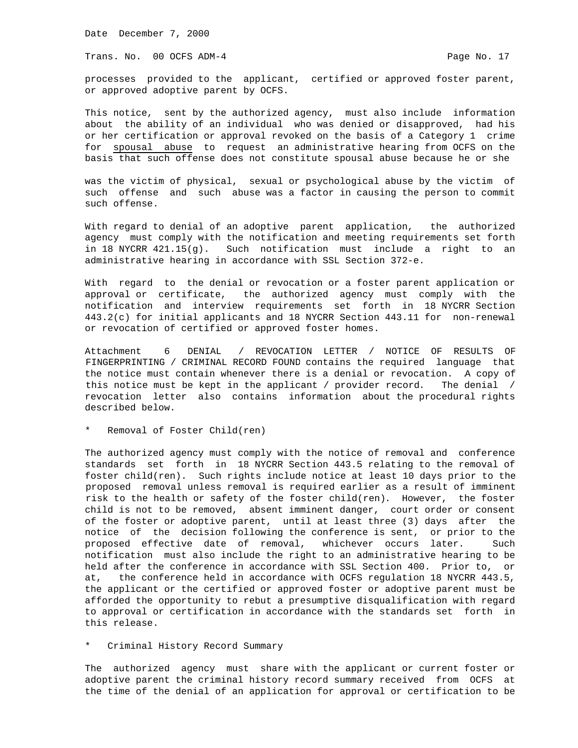processes provided to the applicant, certified or approved foster parent, or approved adoptive parent by OCFS.

This notice, sent by the authorized agency, must also include information about the ability of an individual who was denied or disapproved, had his or her certification or approval revoked on the basis of a Category 1 crime for <u>spousal abuse</u> to request an administrative hearing from OCFS on the basis that such offense does not constitute spousal abuse because he or she was the victim of physical, sexual or psychological abuse by the victim of such offense and such abuse was a factor in causing the person to commit such offense.

With regard to denial of an adoptive parent application, the authorized agency must comply with the notification and meeting requirements set forth in 18 NYCRR 421.15(g). Such notification must include a right to an administrative hearing in accordance with SSL Section 372-e.

With regard to the denial or revocation or a foster parent application or approval or certificate, the authorized agency must comply with the notification and interview requirements set forth in 18 NYCRR Section 443.2(c) for initial applicants and 18 NYCRR Section 443.11 for non-renewal or revocation of certified or approved foster homes.

Attachment 6 DENIAL / REVOCATION LETTER / NOTICE OF RESULTS OF FINGERPRINTING / CRIMINAL RECORD FOUND contains the required language that the notice must contain whenever there is a denial or revocation. A copy of this notice must be kept in the applicant / provider record. The denial / revocation letter also contains information about the procedural rights described below.

* Removal of Foster Child(ren)

The authorized agency must comply with the notice of removal and conference standards set forth in 18 NYCRR Section 443.5 relating to the removal of foster child(ren). Such rights include notice at least 10 days prior to the proposed removal unless removal is required earlier as a result of imminent risk to the health or safety of the foster child(ren). However, the foster child is not to be removed, absent imminent danger, court order or consent of the foster or adoptive parent, until at least three (3) days after the notice of the decision following the conference is sent, or prior to the proposed effective date of removal, whichever occurs later. Such notification must also include the right to an administrative hearing to be held after the conference in accordance with SSL Section 400. Prior to, or at, the conference held in accordance with OCFS regulation 18 NYCRR 443.5, the applicant or the certified or approved foster or adoptive parent must be afforded the opportunity to rebut a presumptive disqualification with regard to approval or certification in accordance with the standards set forth in this release.

* Criminal History Record Summary

The authorized agency must share with the applicant or current foster or adoptive parent the criminal history record summary received from OCFS at the time of the denial of an application for approval or certification to be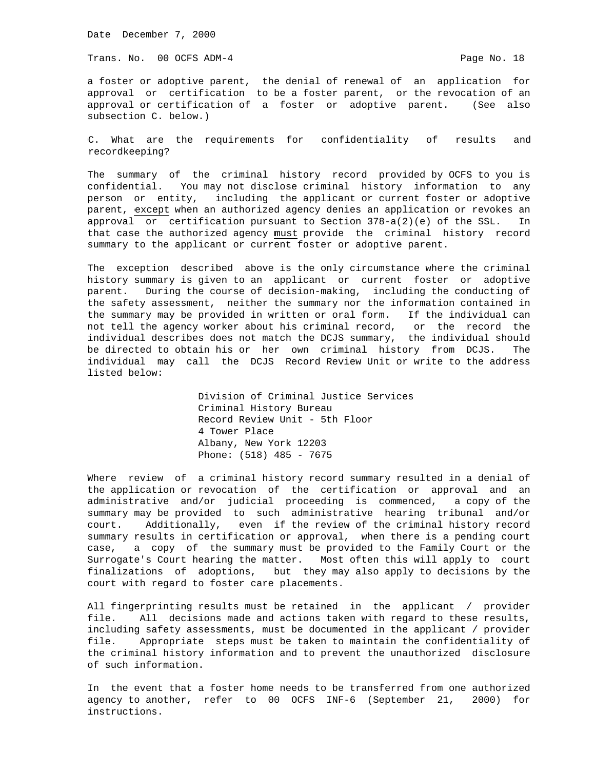a foster or adoptive parent, the denial of renewal of an application for approval or certification to be a foster parent, or the revocation of an approval or certification of a foster or adoptive parent. (See also subsection C. below.)

C. What are the requirements for confidentiality of results and recordkeeping?

The summary of the criminal history record provided by OCFS to you is confidential. You may not disclose criminal history information to any person or entity, including the applicant or current foster or adoptive parent, <u>except</u> when an authorized agency denies an application or revokes an approval or certification pursuant to Section 378-a(2)(e) of the SSL. In that case the authorized agency <u>must</u> provide the criminal history record summary to the applicant or current foster or adoptive parent.

The exception described above is the only circumstance where the criminal history summary is given to an applicant or current foster or adoptive parent. During the course of decision-making, including the conducting of the safety assessment, neither the summary nor the information contained in the summary may be provided in written or oral form. If the individual can not tell the agency worker about his criminal record, or the record the individual describes does not match the DCJS summary, the individual should be directed to obtain his or her own criminal history from DCJS. The individual may call the DCJS Record Review Unit or write to the address listed below:

Division of Criminal Justice Services
Criminal History Bureau
Record Review Unit - 5th Floor
4 Tower Place
Albany, New York 12203
Phone: (518) 485 - 7675

Where review of a criminal history record summary resulted in a denial of the application or revocation of the certification or approval and an administrative and/or judicial proceeding is commenced, a copy of the summary may be provided to such administrative hearing tribunal and/or court. Additionally, even if the review of the criminal history record summary results in certification or approval, when there is a pending court case, a copy of the summary must be provided to the Family Court or the Surrogate's Court hearing the matter. Most often this will apply to court finalizations of adoptions, but they may also apply to decisions by the court with regard to foster care placements.

All fingerprinting results must be retained in the applicant / provider file. All decisions made and actions taken with regard to these results, including safety assessments, must be documented in the applicant / provider file. Appropriate steps must be taken to maintain the confidentiality of the criminal history information and to prevent the unauthorized disclosure of such information.

In the event that a foster home needs to be transferred from one authorized agency to another, refer to 00 OCFS INF-6 (September 21, 2000) for instructions.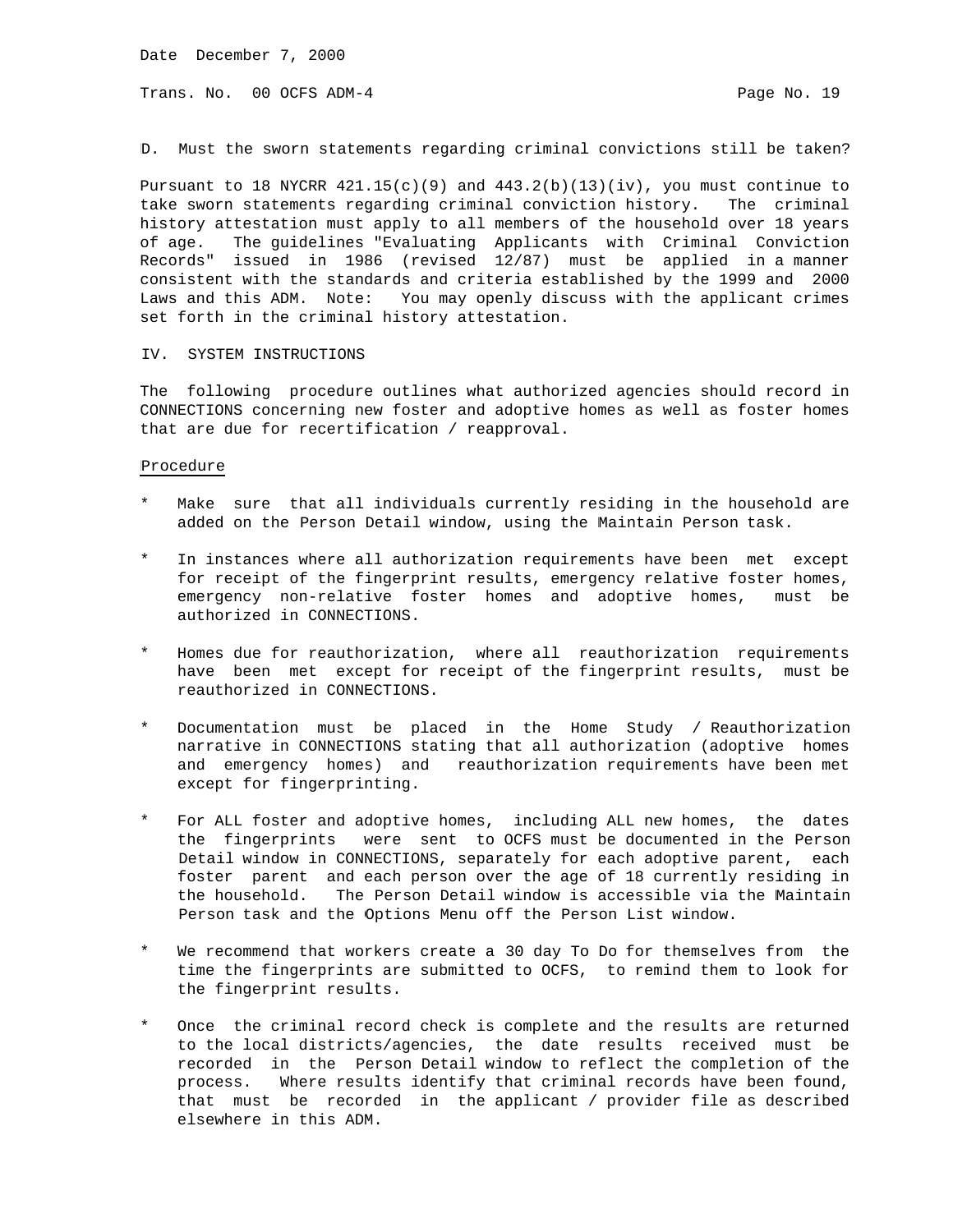D. Must the sworn statements regarding criminal convictions still be taken?

Pursuant to 18 NYCRR 421.15(c)(9) and 443.2(b)(13)(iv), you must continue to take sworn statements regarding criminal conviction history. The criminal history attestation must apply to all members of the household over 18 years of age. The guidelines "Evaluating Applicants with Criminal Conviction Records" issued in 1986 (revised 12/87) must be applied in a manner consistent with the standards and criteria established by the 1999 and 2000 Laws and this ADM. Note: You may openly discuss with the applicant crimes set forth in the criminal history attestation.

## IV. SYSTEM INSTRUCTIONS

The following procedure outlines what authorized agencies should record in CONNECTIONS concerning new foster and adoptive homes as well as foster homes that are due for recertification / reapproval.

Procedure

* Make sure that all individuals currently residing in the household are added on the Person Detail window, using the Maintain Person task.

* In instances where all authorization requirements have been met except for receipt of the fingerprint results, emergency relative foster homes, emergency non-relative foster homes and adoptive homes, must be authorized in CONNECTIONS.

* Homes due for reauthorization, where all reauthorization requirements have been met except for receipt of the fingerprint results, must be reauthorized in CONNECTIONS.

* Documentation must be placed in the Home Study / Reauthorization narrative in CONNECTIONS stating that all authorization (adoptive homes and emergency homes) and reauthorization requirements have been met except for fingerprinting.

* For ALL foster and adoptive homes, including ALL new homes, the dates the fingerprints were sent to OCFS must be documented in the Person Detail window in CONNECTIONS, separately for each adoptive parent, each foster parent and each person over the age of 18 currently residing in the household. The Person Detail window is accessible via the Maintain Person task and the Options Menu off the Person List window.

* We recommend that workers create a 30 day To Do for themselves from the time the fingerprints are submitted to OCFS, to remind them to look for the fingerprint results.

* Once the criminal record check is complete and the results are returned to the local districts/agencies, the date results received must be recorded in the Person Detail window to reflect the completion of the process. Where results identify that criminal records have been found, that must be recorded in the applicant / provider file as described elsewhere in this ADM.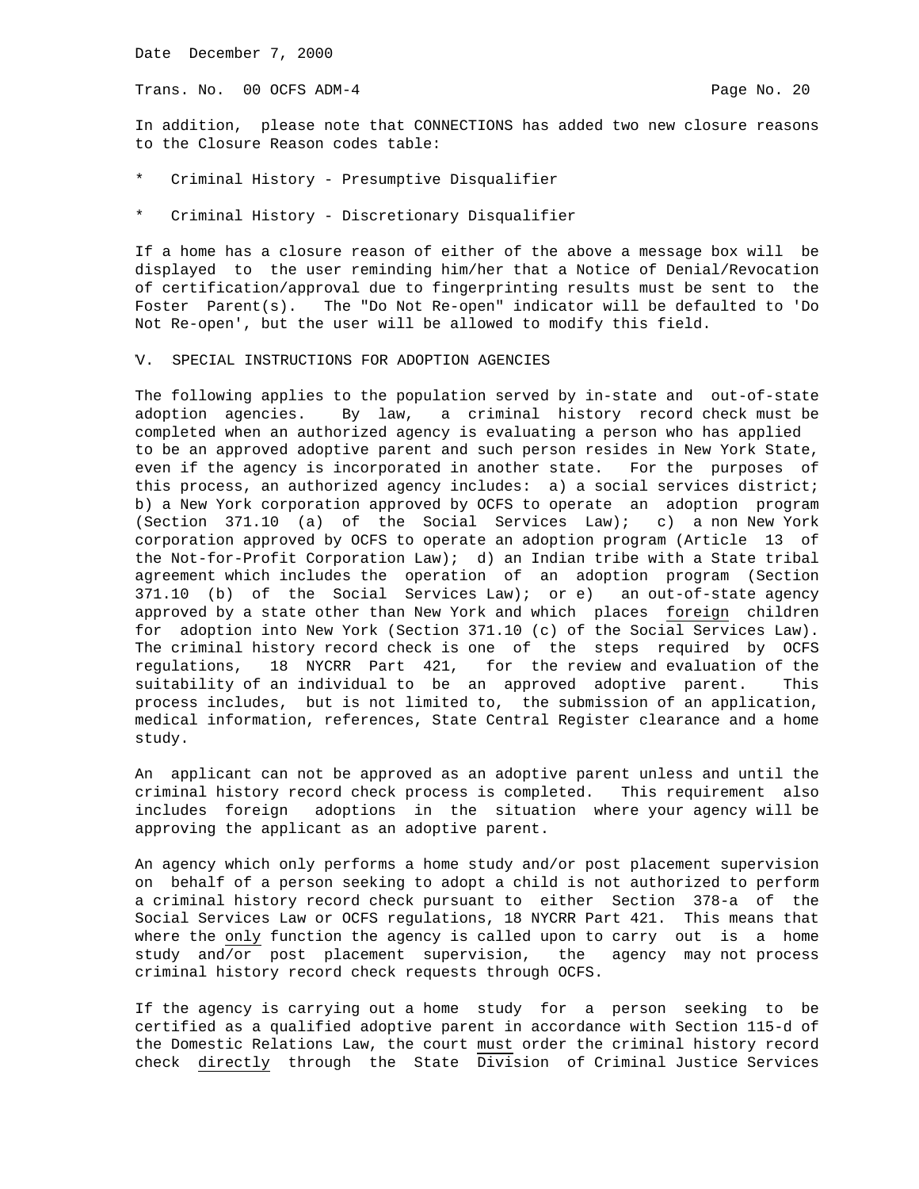In addition, please note that CONNECTIONS has added two new closure reasons to the Closure Reason codes table:

* Criminal History - Presumptive Disqualifier
* Criminal History - Discretionary Disqualifier

If a home has a closure reason of either of the above a message box will be displayed to the user reminding him/her that a Notice of Denial/Revocation of certification/approval due to fingerprinting results must be sent to the Foster Parent(s). The "Do Not Re-open" indicator will be defaulted to 'Do Not Re-open', but the user will be allowed to modify this field.

## V. SPECIAL INSTRUCTIONS FOR ADOPTION AGENCIES

The following applies to the population served by in-state and out-of-state adoption agencies. By law, a criminal history record check must be completed when an authorized agency is evaluating a person who has applied to be an approved adoptive parent and such person resides in New York State, even if the agency is incorporated in another state. For the purposes of this process, an authorized agency includes: a) a social services district; b) a New York corporation approved by OCFS to operate an adoption program (Section 371.10 (a) of the Social Services Law); c) a non New York corporation approved by OCFS to operate an adoption program (Article 13 of the Not-for-Profit Corporation Law); d) an Indian tribe with a State tribal agreement which includes the operation of an adoption program (Section 371.10 (b) of the Social Services Law); or e) an out-of-state agency approved by a state other than New York and which places <u>foreign</u> children for adoption into New York (Section 371.10 (c) of the Social Services Law). The criminal history record check is one of the steps required by OCFS regulations, 18 NYCRR Part 421, for the review and evaluation of the suitability of an individual to be an approved adoptive parent. This process includes, but is not limited to, the submission of an application, medical information, references, State Central Register clearance and a home study.

An applicant can not be approved as an adoptive parent unless and until the criminal history record check process is completed. This requirement also includes foreign adoptions in the situation where your agency will be approving the applicant as an adoptive parent.

An agency which only performs a home study and/or post placement supervision on behalf of a person seeking to adopt a child is not authorized to perform a criminal history record check pursuant to either Section 378-a of the Social Services Law or OCFS regulations, 18 NYCRR Part 421. This means that where the <u>only</u> function the agency is called upon to carry out is a home study and/or post placement supervision, the agency may not process criminal history record check requests through OCFS.

If the agency is carrying out a home study for a person seeking to be certified as a qualified adoptive parent in accordance with Section 115-d of the Domestic Relations Law, the court <u>must</u> order the criminal history record check <u>directly</u> through the State Division of Criminal Justice Services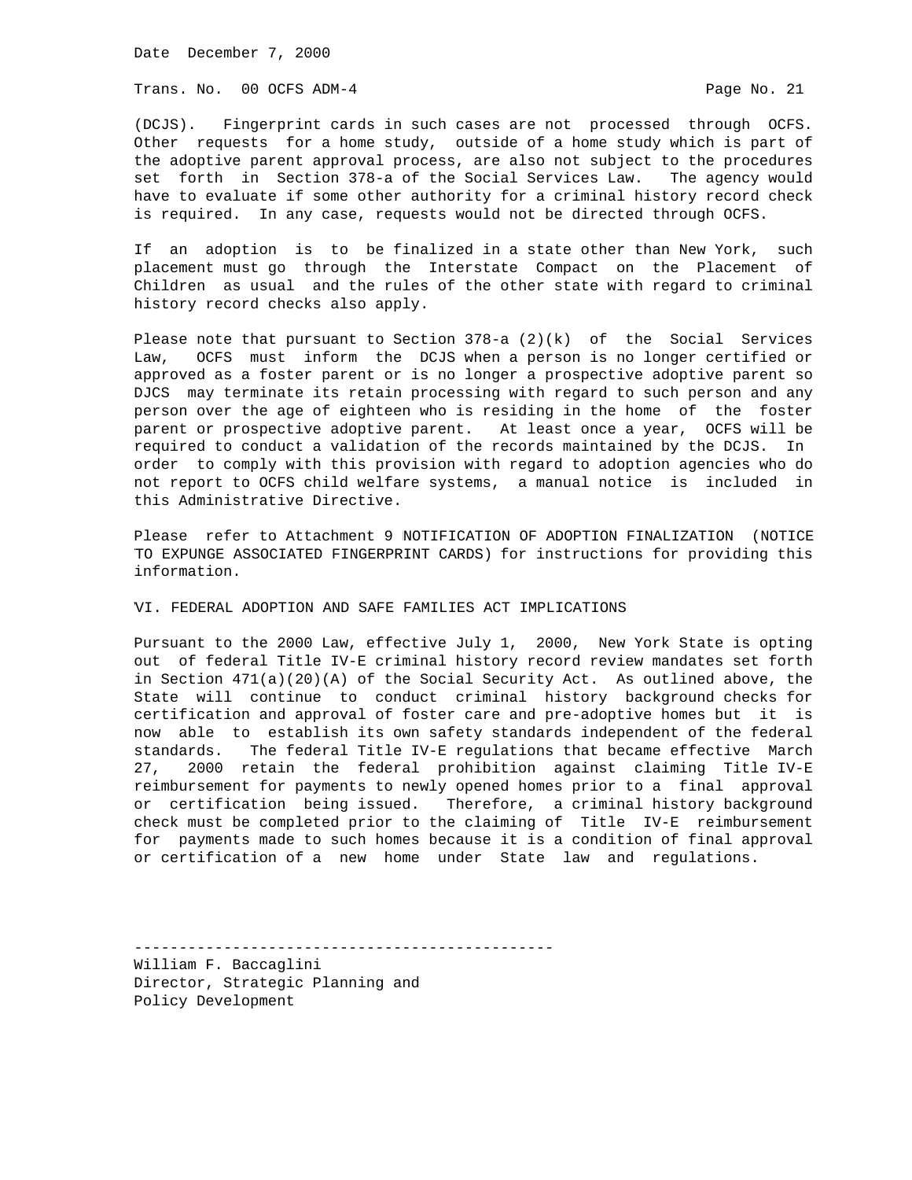(DCJS). Fingerprint cards in such cases are not processed through OCFS. Other requests for a home study, outside of a home study which is part of the adoptive parent approval process, are also not subject to the procedures set forth in Section 378-a of the Social Services Law. The agency would have to evaluate if some other authority for a criminal history record check is required. In any case, requests would not be directed through OCFS.

If an adoption is to be finalized in a state other than New York, such placement must go through the Interstate Compact on the Placement of Children as usual and the rules of the other state with regard to criminal history record checks also apply.

Please note that pursuant to Section 378-a (2)(k) of the Social Services Law, OCFS must inform the DCJS when a person is no longer certified or approved as a foster parent or is no longer a prospective adoptive parent so DJCS may terminate its retain processing with regard to such person and any person over the age of eighteen who is residing in the home of the foster parent or prospective adoptive parent. At least once a year, OCFS will be required to conduct a validation of the records maintained by the DCJS. In order to comply with this provision with regard to adoption agencies who do not report to OCFS child welfare systems, a manual notice is included in this Administrative Directive.

Please refer to Attachment 9 NOTIFICATION OF ADOPTION FINALIZATION (NOTICE TO EXPUNGE ASSOCIATED FINGERPRINT CARDS) for instructions for providing this information.

## VI. FEDERAL ADOPTION AND SAFE FAMILIES ACT IMPLICATIONS

Pursuant to the 2000 Law, effective July 1, 2000, New York State is opting out of federal Title IV-E criminal history record review mandates set forth in Section 471(a)(20)(A) of the Social Security Act. As outlined above, the State will continue to conduct criminal history background checks for certification and approval of foster care and pre-adoptive homes but it is now able to establish its own safety standards independent of the federal standards. The federal Title IV-E regulations that became effective March 27, 2000 retain the federal prohibition against claiming Title IV-E reimbursement for payments to newly opened homes prior to a final approval or certification being issued. Therefore, a criminal history background check must be completed prior to the claiming of Title IV-E reimbursement for payments made to such homes because it is a condition of final approval or certification of a new home under State law and regulations.

-----------------------------------------------

William F. Baccaglini
Director, Strategic Planning and
Policy Development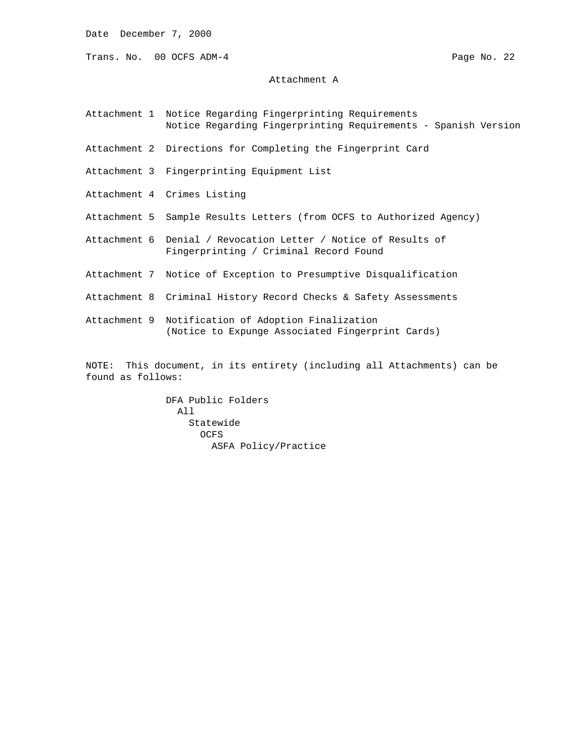Date December 7, 2000

Trans. No. 00 OCFS ADM-4

## Attachment A

| | |
|---|---|
| Attachment 1 | Notice Regarding Fingerprinting Requirements<br>Notice Regarding Fingerprinting Requirements - Spanish Version |
| Attachment 2 | Directions for Completing the Fingerprint Card |
| Attachment 3 | Fingerprinting Equipment List |
| Attachment 4 | Crimes Listing |
| Attachment 5 | Sample Results Letters (from OCFS to Authorized Agency) |
| Attachment 6 | Denial / Revocation Letter / Notice of Results of Fingerprinting / Criminal Record Found |
| Attachment 7 | Notice of Exception to Presumptive Disqualification |
| Attachment 8 | Criminal History Record Checks & Safety Assessments |
| Attachment 9 | Notification of Adoption Finalization<br>(Notice to Expunge Associated Fingerprint Cards) |

NOTE: This document, in its entirety (including all Attachments) can be found as follows:

- DFA Public Folders
  - All
    - Statewide
      - OCFS
        - ASFA Policy/Practice